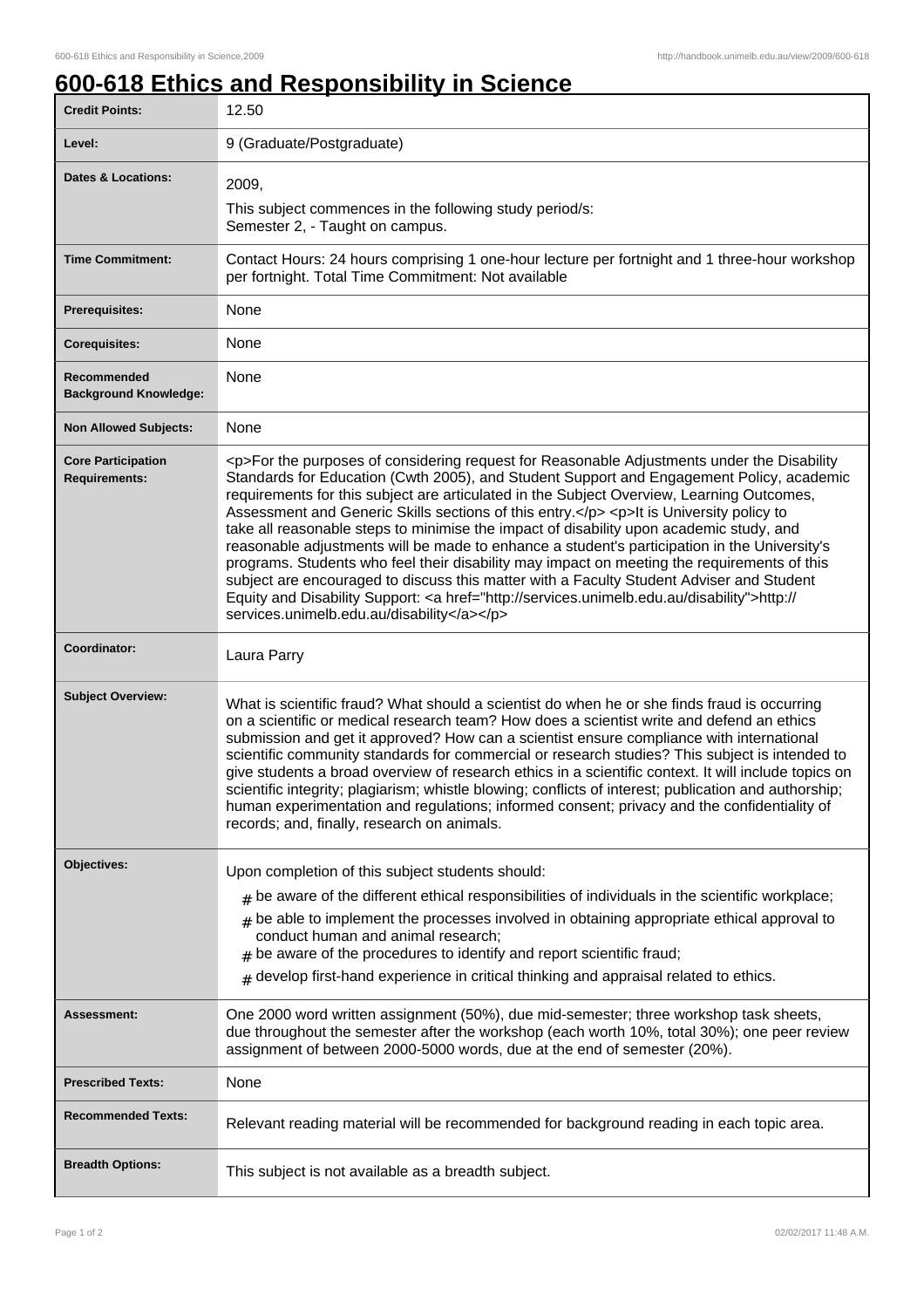# 600-618 Ethics and Responsibility in Science

| | |
|---|---|
| **Credit Points:** | 12.50 |
| **Level:** | 9 (Graduate/Postgraduate) |
| **Dates & Locations:** | 2009,<br>This subject commences in the following study period/s:<br>Semester 2, - Taught on campus. |
| **Time Commitment:** | Contact Hours: 24 hours comprising 1 one-hour lecture per fortnight and 1 three-hour workshop per fortnight. Total Time Commitment: Not available |
| **Prerequisites:** | None |
| **Corequisites:** | None |
| **Recommended Background Knowledge:** | None |
| **Non Allowed Subjects:** | None |
| **Core Participation Requirements:** | <p>For the purposes of considering request for Reasonable Adjustments under the Disability Standards for Education (Cwth 2005), and Student Support and Engagement Policy, academic requirements for this subject are articulated in the Subject Overview, Learning Outcomes, Assessment and Generic Skills sections of this entry.</p> <p>It is University policy to take all reasonable steps to minimise the impact of disability upon academic study, and reasonable adjustments will be made to enhance a student's participation in the University's programs. Students who feel their disability may impact on meeting the requirements of this subject are encouraged to discuss this matter with a Faculty Student Adviser and Student Equity and Disability Support: <a href="http://services.unimelb.edu.au/disability">http://services.unimelb.edu.au/disability</a></p> |
| **Coordinator:** | Laura Parry |
| **Subject Overview:** | What is scientific fraud? What should a scientist do when he or she finds fraud is occurring on a scientific or medical research team? How does a scientist write and defend an ethics submission and get it approved? How can a scientist ensure compliance with international scientific community standards for commercial or research studies? This subject is intended to give students a broad overview of research ethics in a scientific context. It will include topics on scientific integrity; plagiarism; whistle blowing; conflicts of interest; publication and authorship; human experimentation and regulations; informed consent; privacy and the confidentiality of records; and, finally, research on animals. |
| **Objectives:** | Upon completion of this subject students should:<br># be aware of the different ethical responsibilities of individuals in the scientific workplace;<br># be able to implement the processes involved in obtaining appropriate ethical approval to conduct human and animal research;<br># be aware of the procedures to identify and report scientific fraud;<br># develop first-hand experience in critical thinking and appraisal related to ethics. |
| **Assessment:** | One 2000 word written assignment (50%), due mid-semester; three workshop task sheets, due throughout the semester after the workshop (each worth 10%, total 30%); one peer review assignment of between 2000-5000 words, due at the end of semester (20%). |
| **Prescribed Texts:** | None |
| **Recommended Texts:** | Relevant reading material will be recommended for background reading in each topic area. |
| **Breadth Options:** | This subject is not available as a breadth subject. |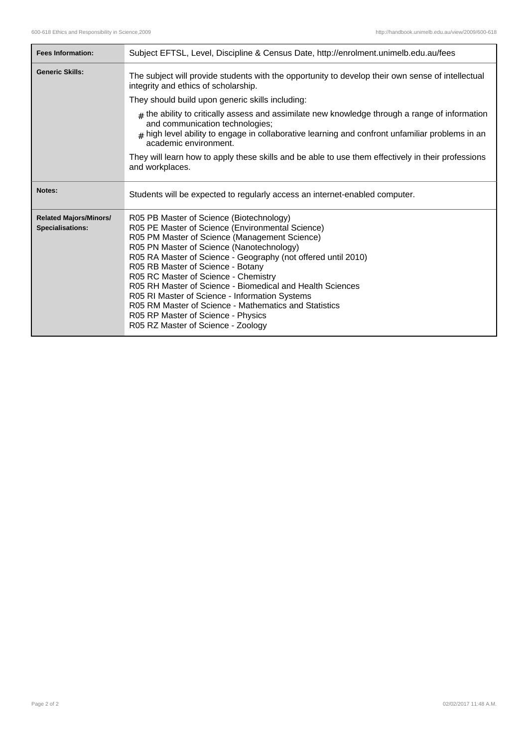| | |
|---|---|
| **Fees Information:** | Subject EFTSL, Level, Discipline & Census Date, http://enrolment.unimelb.edu.au/fees |
| **Generic Skills:** | The subject will provide students with the opportunity to develop their own sense of intellectual integrity and ethics of scholarship.<br><br>They should build upon generic skills including:<br><br># the ability to critically assess and assimilate new knowledge through a range of information and communication technologies;<br># high level ability to engage in collaborative learning and confront unfamiliar problems in an academic environment.<br><br>They will learn how to apply these skills and be able to use them effectively in their professions and workplaces. |
| **Notes:** | Students will be expected to regularly access an internet-enabled computer. |
| **Related Majors/Minors/ Specialisations:** | R05 PB Master of Science (Biotechnology)<br>R05 PE Master of Science (Environmental Science)<br>R05 PM Master of Science (Management Science)<br>R05 PN Master of Science (Nanotechnology)<br>R05 RA Master of Science - Geography (not offered until 2010)<br>R05 RB Master of Science - Botany<br>R05 RC Master of Science - Chemistry<br>R05 RH Master of Science - Biomedical and Health Sciences<br>R05 RI Master of Science - Information Systems<br>R05 RM Master of Science - Mathematics and Statistics<br>R05 RP Master of Science - Physics<br>R05 RZ Master of Science - Zoology |